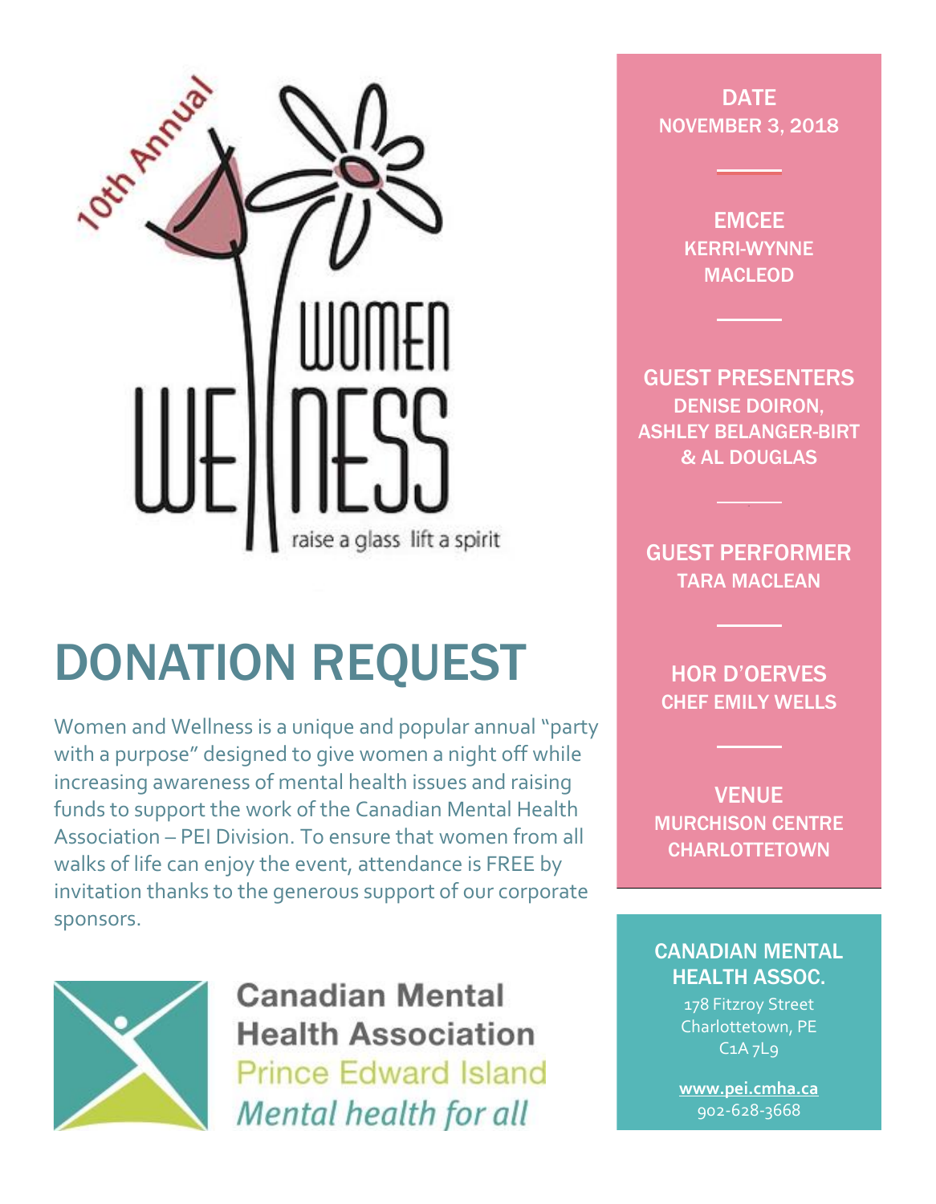10th Annual

WOMEN WELLNESS

raise a glass lift a spirit

# DONATION REQUEST

Women and Wellness is a unique and popular annual "party with a purpose" designed to give women a night off while increasing awareness of mental health issues and raising funds to support the work of the Canadian Mental Health Association – PEI Division. To ensure that women from all walks of life can enjoy the event, attendance is FREE by invitation thanks to the generous support of our corporate sponsors.

**Canadian Mental Health Association**
Prince Edward Island
*Mental health for all*

**DATE**
NOVEMBER 3, 2018

**EMCEE**
KERRI-WYNNE MACLEOD

**GUEST PRESENTERS**
DENISE DOIRON, ASHLEY BELANGER-BIRT & AL DOUGLAS

**GUEST PERFORMER**
TARA MACLEAN

**HOR D'OERVES**
CHEF EMILY WELLS

**VENUE**
MURCHISON CENTRE CHARLOTTETOWN

**CANADIAN MENTAL HEALTH ASSOC.**
178 Fitzroy Street
Charlottetown, PE
C1A 7L9

www.pei.cmha.ca
902-628-3668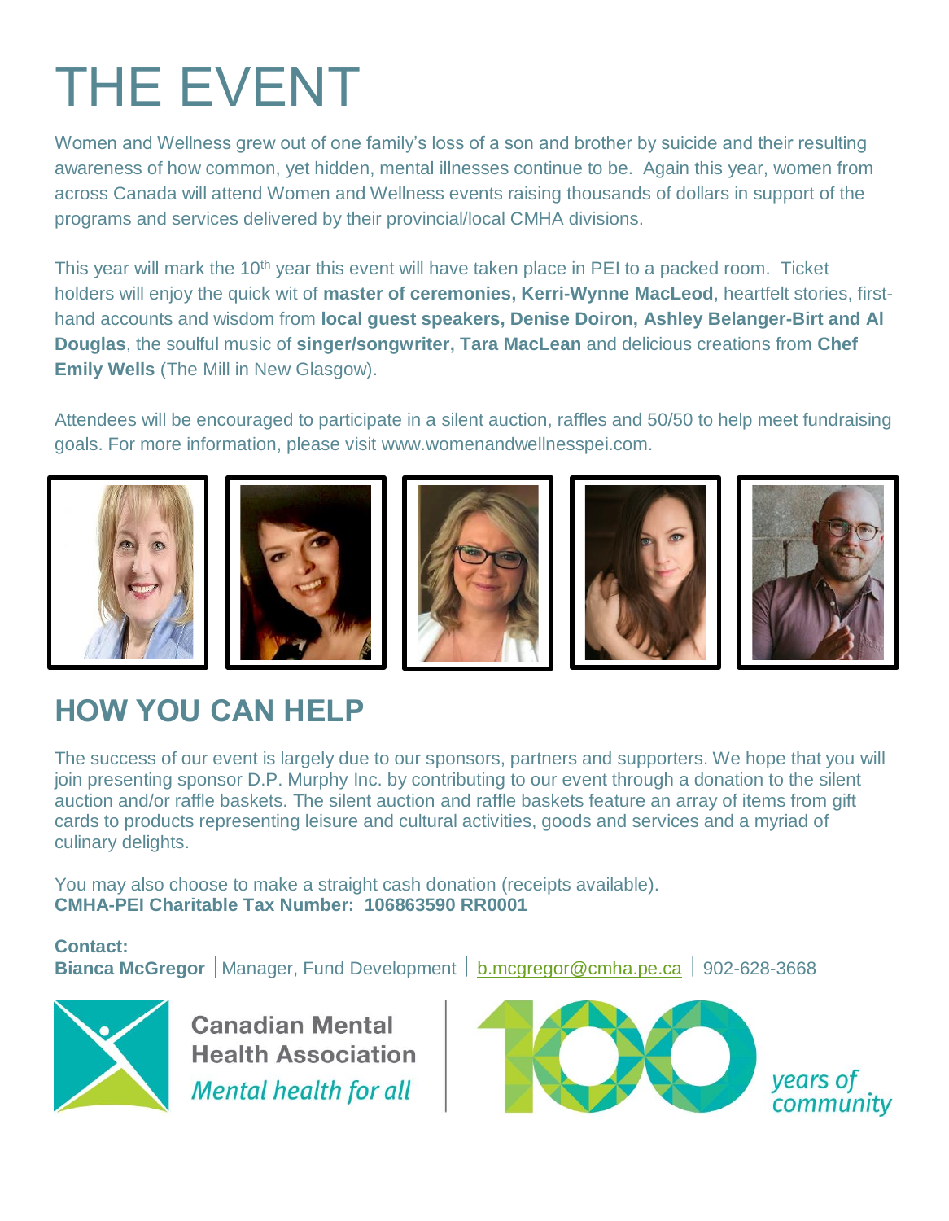# THE EVENT

Women and Wellness grew out of one family's loss of a son and brother by suicide and their resulting awareness of how common, yet hidden, mental illnesses continue to be. Again this year, women from across Canada will attend Women and Wellness events raising thousands of dollars in support of the programs and services delivered by their provincial/local CMHA divisions.

This year will mark the 10th year this event will have taken place in PEI to a packed room. Ticket holders will enjoy the quick wit of **master of ceremonies, Kerri-Wynne MacLeod**, heartfelt stories, first-hand accounts and wisdom from **local guest speakers, Denise Doiron, Ashley Belanger-Birt and Al Douglas**, the soulful music of **singer/songwriter, Tara MacLean** and delicious creations from **Chef Emily Wells** (The Mill in New Glasgow).

Attendees will be encouraged to participate in a silent auction, raffles and 50/50 to help meet fundraising goals. For more information, please visit www.womenandwellnesspei.com.

## HOW YOU CAN HELP

The success of our event is largely due to our sponsors, partners and supporters. We hope that you will join presenting sponsor D.P. Murphy Inc. by contributing to our event through a donation to the silent auction and/or raffle baskets. The silent auction and raffle baskets feature an array of items from gift cards to products representing leisure and cultural activities, goods and services and a myriad of culinary delights.

You may also choose to make a straight cash donation (receipts available).
**CMHA-PEI Charitable Tax Number: 106863590 RR0001**

**Contact:**
**Bianca McGregor** | Manager, Fund Development | b.mcgregor@cmha.pe.ca | 902-628-3668

Canadian Mental Health Association
*Mental health for all*

100 *years of community*